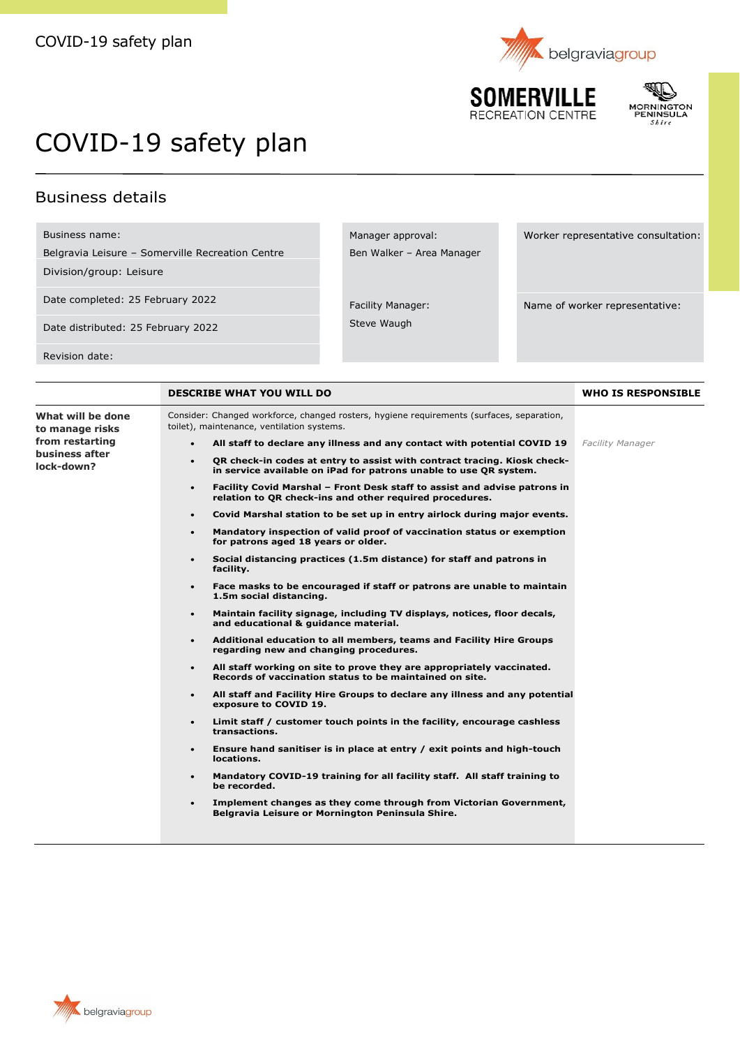# COVID-19 safety plan

## Business details

| | | |
|---|---|---|
| Business name: Belgravia Leisure – Somerville Recreation Centre | Manager approval: Ben Walker – Area Manager | Worker representative consultation: |
| Division/group: Leisure | | |
| Date completed: 25 February 2022 | Facility Manager: Steve Waugh | Name of worker representative: |
| Date distributed: 25 February 2022 | | |
| Revision date: | | |

| | DESCRIBE WHAT YOU WILL DO | WHO IS RESPONSIBLE |
|---|---|---|
| **What will be done to manage risks from restarting business after lock-down?** | Consider: Changed workforce, changed rosters, hygiene requirements (surfaces, separation, toilet), maintenance, ventilation systems.<br>• **All staff to declare any illness and any contact with potential COVID 19**<br>• **QR check-in codes at entry to assist with contract tracing. Kiosk check-in service available on iPad for patrons unable to use QR system.**<br>• **Facility Covid Marshal – Front Desk staff to assist and advise patrons in relation to QR check-ins and other required procedures.**<br>• **Covid Marshal station to be set up in entry airlock during major events.**<br>• **Mandatory inspection of valid proof of vaccination status or exemption for patrons aged 18 years or older.**<br>• **Social distancing practices (1.5m distance) for staff and patrons in facility.**<br>• **Face masks to be encouraged if staff or patrons are unable to maintain 1.5m social distancing.**<br>• **Maintain facility signage, including TV displays, notices, floor decals, and educational & guidance material.**<br>• **Additional education to all members, teams and Facility Hire Groups regarding new and changing procedures.**<br>• **All staff working on site to prove they are appropriately vaccinated. Records of vaccination status to be maintained on site.**<br>• **All staff and Facility Hire Groups to declare any illness and any potential exposure to COVID 19.**<br>• **Limit staff / customer touch points in the facility, encourage cashless transactions.**<br>• **Ensure hand sanitiser is in place at entry / exit points and high-touch locations.**<br>• **Mandatory COVID-19 training for all facility staff. All staff training to be recorded.**<br>• **Implement changes as they come through from Victorian Government, Belgravia Leisure or Mornington Peninsula Shire.** | *Facility Manager* |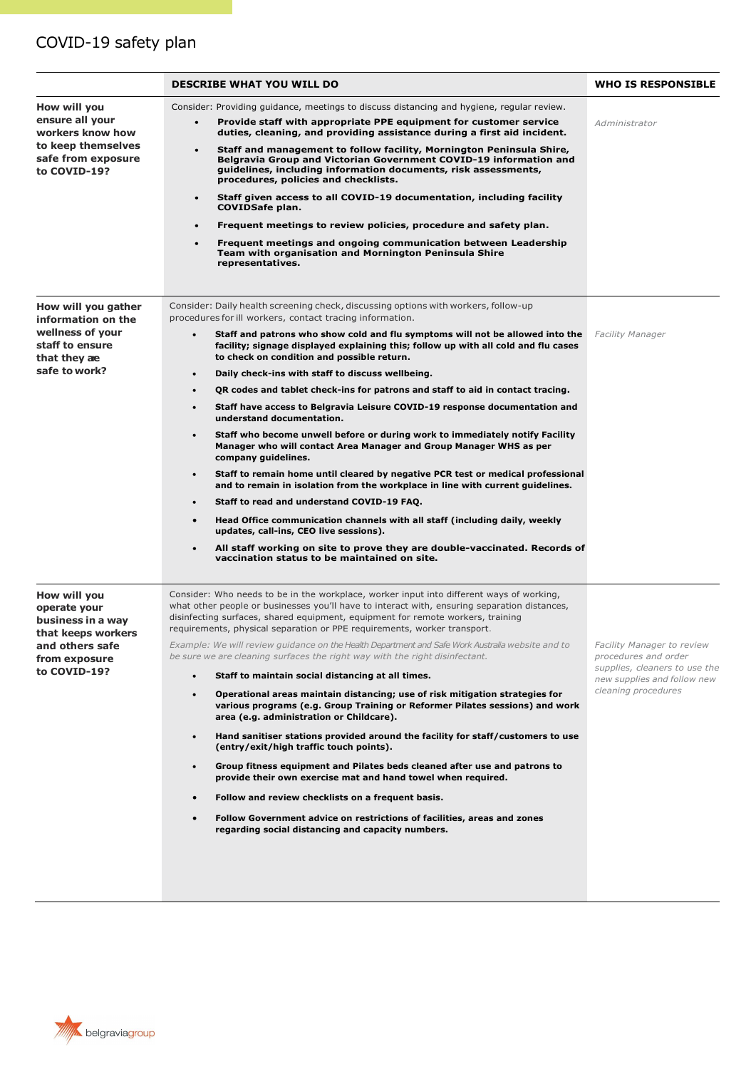# COVID-19 safety plan

| | DESCRIBE WHAT YOU WILL DO | WHO IS RESPONSIBLE |
|---|---|---|
| **How will you ensure all your workers know how to keep themselves safe from exposure to COVID-19?** | Consider: Providing guidance, meetings to discuss distancing and hygiene, regular review.<br>• **Provide staff with appropriate PPE equipment for customer service duties, cleaning, and providing assistance during a first aid incident.**<br>• **Staff and management to follow facility, Mornington Peninsula Shire, Belgravia Group and Victorian Government COVID-19 information and guidelines, including information documents, risk assessments, procedures, policies and checklists.**<br>• **Staff given access to all COVID-19 documentation, including facility COVIDSafe plan.**<br>• **Frequent meetings to review policies, procedure and safety plan.**<br>• **Frequent meetings and ongoing communication between Leadership Team with organisation and Mornington Peninsula Shire representatives.** | *Administrator* |
| **How will you gather information on the wellness of your staff to ensure that they are safe to work?** | Consider: Daily health screening check, discussing options with workers, follow-up procedures for ill workers, contact tracing information.<br>• **Staff and patrons who show cold and flu symptoms will not be allowed into the facility; signage displayed explaining this; follow up with all cold and flu cases to check on condition and possible return.**<br>• **Daily check-ins with staff to discuss wellbeing.**<br>• **QR codes and tablet check-ins for patrons and staff to aid in contact tracing.**<br>• **Staff have access to Belgravia Leisure COVID-19 response documentation and understand documentation.**<br>• **Staff who become unwell before or during work to immediately notify Facility Manager who will contact Area Manager and Group Manager WHS as per company guidelines.**<br>• **Staff to remain home until cleared by negative PCR test or medical professional and to remain in isolation from the workplace in line with current guidelines.**<br>• **Staff to read and understand COVID-19 FAQ.**<br>• **Head Office communication channels with all staff (including daily, weekly updates, call-ins, CEO live sessions).**<br>• **All staff working on site to prove they are double-vaccinated. Records of vaccination status to be maintained on site.** | *Facility Manager* |
| **How will you operate your business in a way that keeps workers and others safe from exposure to COVID-19?** | Consider: Who needs to be in the workplace, worker input into different ways of working, what other people or businesses you'll have to interact with, ensuring separation distances, disinfecting surfaces, shared equipment, equipment for remote workers, training requirements, physical separation or PPE requirements, worker transport.<br>*Example: We will review guidance on the Health Department and Safe Work Australia website and to be sure we are cleaning surfaces the right way with the right disinfectant.*<br>• **Staff to maintain social distancing at all times.**<br>• **Operational areas maintain distancing; use of risk mitigation strategies for various programs (e.g. Group Training or Reformer Pilates sessions) and work area (e.g. administration or Childcare).**<br>• **Hand sanitiser stations provided around the facility for staff/customers to use (entry/exit/high traffic touch points).**<br>• **Group fitness equipment and Pilates beds cleaned after use and patrons to provide their own exercise mat and hand towel when required.**<br>• **Follow and review checklists on a frequent basis.**<br>• **Follow Government advice on restrictions of facilities, areas and zones regarding social distancing and capacity numbers.** | *Facility Manager to review procedures and order supplies, cleaners to use the new supplies and follow new cleaning procedures* |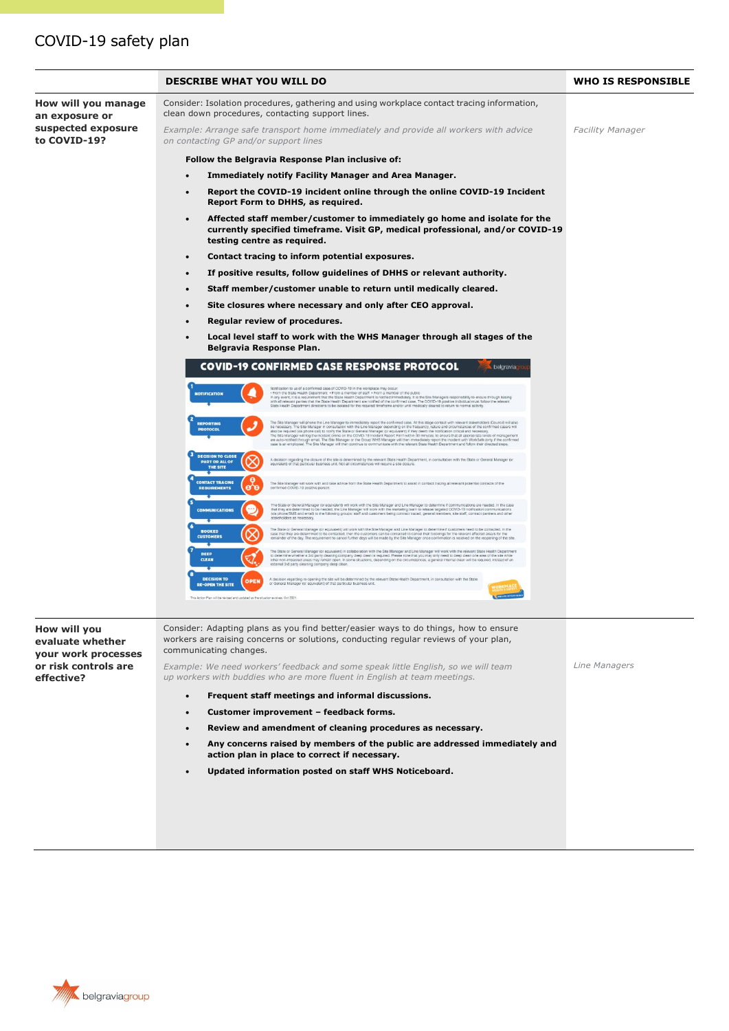# COVID-19 safety plan

| | DESCRIBE WHAT YOU WILL DO | WHO IS RESPONSIBLE |
|---|---|---|
| **How will you manage an exposure or suspected exposure to COVID-19?** | Consider: Isolation procedures, gathering and using workplace contact tracing information, clean down procedures, contacting support lines.<br><br>*Example: Arrange safe transport home immediately and provide all workers with advice on contacting GP and/or support lines*<br><br>**Follow the Belgravia Response Plan inclusive of:**<br>• **Immediately notify Facility Manager and Area Manager.**<br>• **Report the COVID-19 incident online through the online COVID-19 Incident Report Form to DHHS, as required.**<br>• **Affected staff member/customer to immediately go home and isolate for the currently specified timeframe. Visit GP, medical professional, and/or COVID-19 testing centre as required.**<br>• **Contact tracing to inform potential exposures.**<br>• **If positive results, follow guidelines of DHHS or relevant authority.**<br>• **Staff member/customer unable to return until medically cleared.**<br>• **Site closures where necessary and only after CEO approval.**<br>• **Regular review of procedures.**<br>• **Local level staff to work with the WHS Manager through all stages of the Belgravia Response Plan.**<br><br>**COVID-19 CONFIRMED CASE RESPONSE PROTOCOL**<br>1 NOTIFICATION<br>2 REPORTING PROTOCOL<br>3 DECISION TO CLOSE PART OR ALL OF THE SITE<br>4 CONTACT TRACING REQUIREMENTS<br>5 COMMUNICATIONS<br>6 BOOKED CUSTOMERS<br>7 DEEP CLEAN<br>8 DECISION TO RE-OPEN THE SITE | *Facility Manager* |
| **How will you evaluate whether your work processes or risk controls are effective?** | Consider: Adapting plans as you find better/easier ways to do things, how to ensure workers are raising concerns or solutions, conducting regular reviews of your plan, communicating changes.<br><br>*Example: We need workers' feedback and some speak little English, so we will team up workers with buddies who are more fluent in English at team meetings.*<br><br>• **Frequent staff meetings and informal discussions.**<br>• **Customer improvement – feedback forms.**<br>• **Review and amendment of cleaning procedures as necessary.**<br>• **Any concerns raised by members of the public are addressed immediately and action plan in place to correct if necessary.**<br>• **Updated information posted on staff WHS Noticeboard.** | *Line Managers* |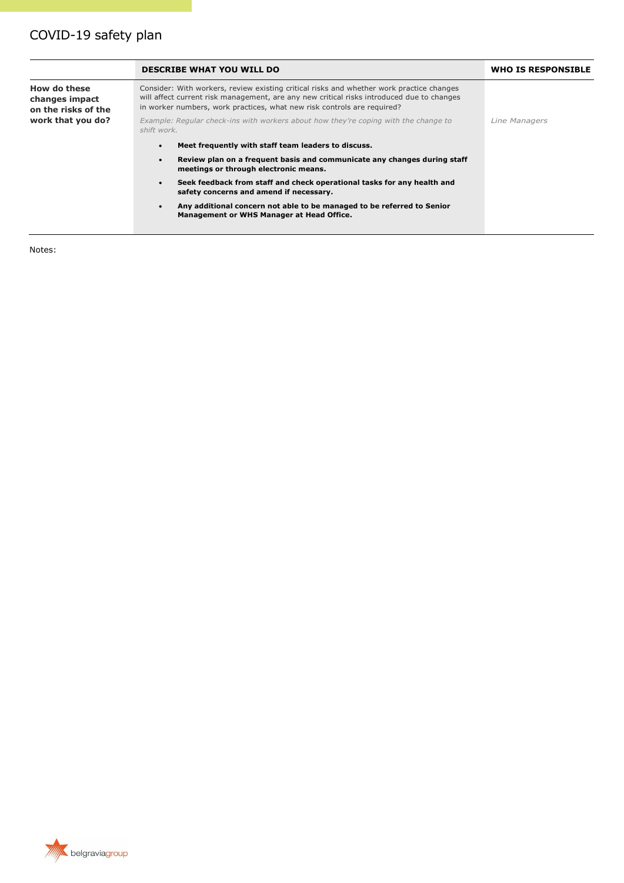# COVID-19 safety plan

| | DESCRIBE WHAT YOU WILL DO | WHO IS RESPONSIBLE |
|---|---|---|
| **How do these changes impact on the risks of the work that you do?** | Consider: With workers, review existing critical risks and whether work practice changes will affect current risk management, are any new critical risks introduced due to changes in worker numbers, work practices, what new risk controls are required?<br>*Example: Regular check-ins with workers about how they're coping with the change to shift work.*<br>• **Meet frequently with staff team leaders to discuss.**<br>• **Review plan on a frequent basis and communicate any changes during staff meetings or through electronic means.**<br>• **Seek feedback from staff and check operational tasks for any health and safety concerns and amend if necessary.**<br>• **Any additional concern not able to be managed to be referred to Senior Management or WHS Manager at Head Office.** | *Line Managers* |

Notes: